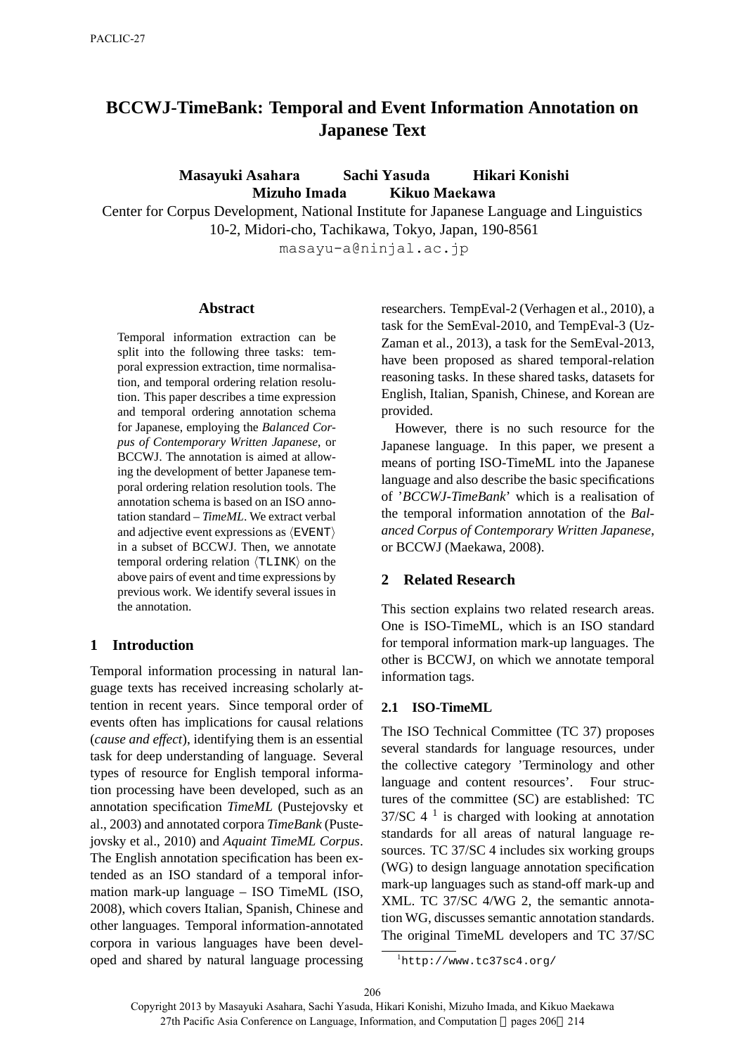# BCCWJ-TimeBank: Temporal and Event Information Annotation on Japanese Text

**Masayuki Asahara** **Sachi Yasuda** **Hikari Konishi** **Mizuho Imada** **Kikuo Maekawa**

Center for Corpus Development, National Institute for Japanese Language and Linguistics
10-2, Midori-cho, Tachikawa, Tokyo, Japan, 190-8561
masayu-a@ninjal.ac.jp

## Abstract

Temporal information extraction can be split into the following three tasks: temporal expression extraction, time normalisation, and temporal ordering relation resolution. This paper describes a time expression and temporal ordering annotation schema for Japanese, employing the *Balanced Corpus of Contemporary Written Japanese*, or BCCWJ. The annotation is aimed at allowing the development of better Japanese temporal ordering relation resolution tools. The annotation schema is based on an ISO annotation standard – *TimeML*. We extract verbal and adjective event expressions as ⟨EVENT⟩ in a subset of BCCWJ. Then, we annotate temporal ordering relation ⟨TLINK⟩ on the above pairs of event and time expressions by previous work. We identify several issues in the annotation.

## 1 Introduction

Temporal information processing in natural language texts has received increasing scholarly attention in recent years. Since temporal order of events often has implications for causal relations (*cause and effect*), identifying them is an essential task for deep understanding of language. Several types of resource for English temporal information processing have been developed, such as an annotation specification *TimeML* (Pustejovsky et al., 2003) and annotated corpora *TimeBank* (Pustejovsky et al., 2010) and *Aquaint TimeML Corpus*. The English annotation specification has been extended as an ISO standard of a temporal information mark-up language – ISO TimeML (ISO, 2008), which covers Italian, Spanish, Chinese and other languages. Temporal information-annotated corpora in various languages have been developed and shared by natural language processing researchers. TempEval-2 (Verhagen et al., 2010), a task for the SemEval-2010, and TempEval-3 (UzZaman et al., 2013), a task for the SemEval-2013, have been proposed as shared temporal-relation reasoning tasks. In these shared tasks, datasets for English, Italian, Spanish, Chinese, and Korean are provided.

However, there is no such resource for the Japanese language. In this paper, we present a means of porting ISO-TimeML into the Japanese language and also describe the basic specifications of '*BCCWJ-TimeBank*' which is a realisation of the temporal information annotation of the *Balanced Corpus of Contemporary Written Japanese*, or BCCWJ (Maekawa, 2008).

## 2 Related Research

This section explains two related research areas. One is ISO-TimeML, which is an ISO standard for temporal information mark-up languages. The other is BCCWJ, on which we annotate temporal information tags.

### 2.1 ISO-TimeML

The ISO Technical Committee (TC 37) proposes several standards for language resources, under the collective category 'Terminology and other language and content resources'. Four structures of the committee (SC) are established: TC 37/SC 4 [1] is charged with looking at annotation standards for all areas of natural language resources. TC 37/SC 4 includes six working groups (WG) to design language annotation specification mark-up languages such as stand-off mark-up and XML. TC 37/SC 4/WG 2, the semantic annotation WG, discusses semantic annotation standards. The original TimeML developers and TC 37/SC

[1] http://www.tc37sc4.org/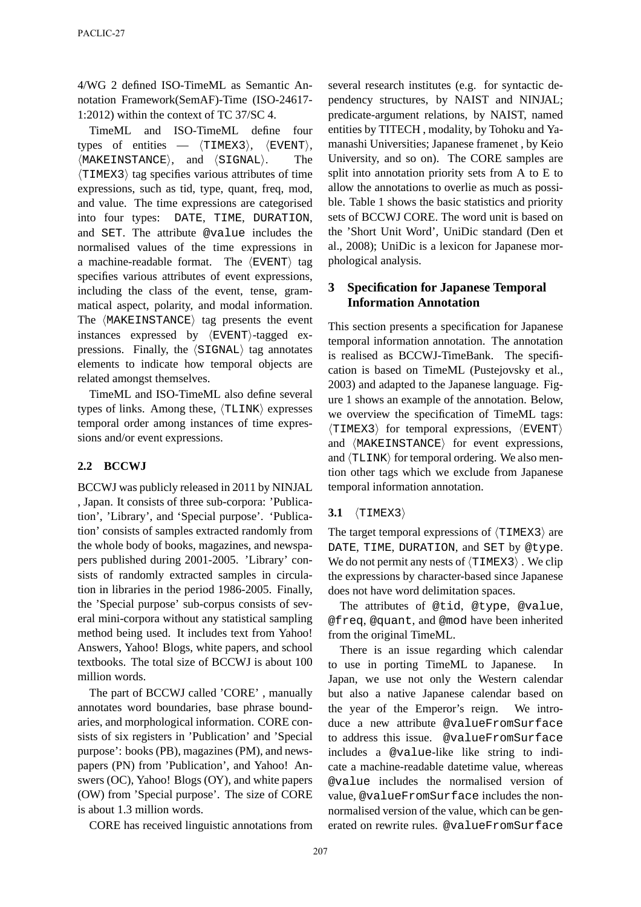4/WG 2 defined ISO-TimeML as Semantic Annotation Framework(SemAF)-Time (ISO-24617-1:2012) within the context of TC 37/SC 4.

TimeML and ISO-TimeML define four types of entities — ⟨TIMEX3⟩, ⟨EVENT⟩, ⟨MAKEINSTANCE⟩, and ⟨SIGNAL⟩. The ⟨TIMEX3⟩ tag specifies various attributes of time expressions, such as tid, type, quant, freq, mod, and value. The time expressions are categorised into four types: DATE, TIME, DURATION, and SET. The attribute @value includes the normalised values of the time expressions in a machine-readable format. The ⟨EVENT⟩ tag specifies various attributes of event expressions, including the class of the event, tense, grammatical aspect, polarity, and modal information. The ⟨MAKEINSTANCE⟩ tag presents the event instances expressed by ⟨EVENT⟩-tagged expressions. Finally, the ⟨SIGNAL⟩ tag annotates elements to indicate how temporal objects are related amongst themselves.

TimeML and ISO-TimeML also define several types of links. Among these, ⟨TLINK⟩ expresses temporal order among instances of time expressions and/or event expressions.

### 2.2 BCCWJ

BCCWJ was publicly released in 2011 by NINJAL , Japan. It consists of three sub-corpora: 'Publication', 'Library', and 'Special purpose'. 'Publication' consists of samples extracted randomly from the whole body of books, magazines, and newspapers published during 2001-2005. 'Library' consists of randomly extracted samples in circulation in libraries in the period 1986-2005. Finally, the 'Special purpose' sub-corpus consists of several mini-corpora without any statistical sampling method being used. It includes text from Yahoo! Answers, Yahoo! Blogs, white papers, and school textbooks. The total size of BCCWJ is about 100 million words.

The part of BCCWJ called 'CORE' , manually annotates word boundaries, base phrase boundaries, and morphological information. CORE consists of six registers in 'Publication' and 'Special purpose': books (PB), magazines (PM), and newspapers (PN) from 'Publication', and Yahoo! Answers (OC), Yahoo! Blogs (OY), and white papers (OW) from 'Special purpose'. The size of CORE is about 1.3 million words.

CORE has received linguistic annotations from several research institutes (e.g. for syntactic dependency structures, by NAIST and NINJAL; predicate-argument relations, by NAIST, named entities by TITECH , modality, by Tohoku and Yamanashi Universities; Japanese framenet , by Keio University, and so on). The CORE samples are split into annotation priority sets from A to E to allow the annotations to overlie as much as possible. Table 1 shows the basic statistics and priority sets of BCCWJ CORE. The word unit is based on the 'Short Unit Word', UniDic standard (Den et al., 2008); UniDic is a lexicon for Japanese morphological analysis.

## 3 Specification for Japanese Temporal Information Annotation

This section presents a specification for Japanese temporal information annotation. The annotation is realised as BCCWJ-TimeBank. The specification is based on TimeML (Pustejovsky et al., 2003) and adapted to the Japanese language. Figure 1 shows an example of the annotation. Below, we overview the specification of TimeML tags: ⟨TIMEX3⟩ for temporal expressions, ⟨EVENT⟩ and ⟨MAKEINSTANCE⟩ for event expressions, and ⟨TLINK⟩ for temporal ordering. We also mention other tags which we exclude from Japanese temporal information annotation.

### 3.1 ⟨TIMEX3⟩

The target temporal expressions of ⟨TIMEX3⟩ are DATE, TIME, DURATION, and SET by @type. We do not permit any nests of ⟨TIMEX3⟩ . We clip the expressions by character-based since Japanese does not have word delimitation spaces.

The attributes of @tid, @type, @value, @freq, @quant, and @mod have been inherited from the original TimeML.

There is an issue regarding which calendar to use in porting TimeML to Japanese. In Japan, we use not only the Western calendar but also a native Japanese calendar based on the year of the Emperor's reign. We introduce a new attribute @valueFromSurface to address this issue. @valueFromSurface includes a @value-like like string to indicate a machine-readable datetime value, whereas @value includes the normalised version of value, @valueFromSurface includes the non-normalised version of the value, which can be generated on rewrite rules. @valueFromSurface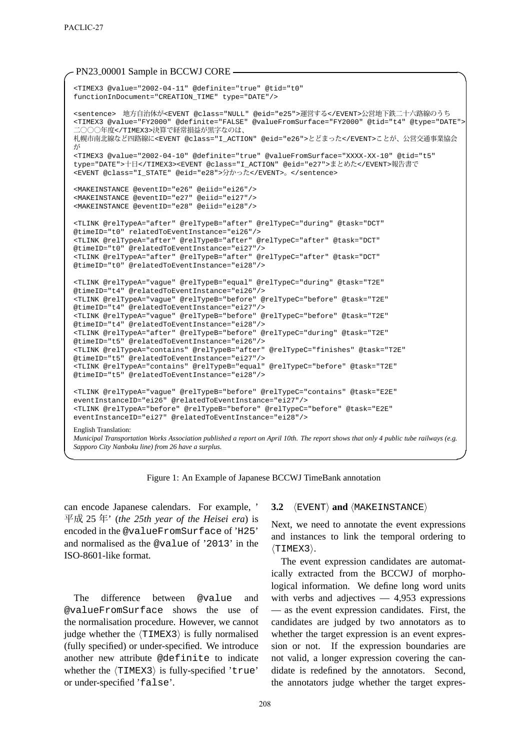PN23_00001 Sample in BCCWJ CORE

```
<TIMEX3 @value="2002-04-11" @definite="true" @tid="t0"
functionInDocument="CREATION_TIME" type="DATE"/>

<sentence> 地方自治体が<EVENT @class="NULL" @eid="e25">運営する</EVENT>公営地下鉄二十六路線のうち
<TIMEX3 @value="FY2000" @definite="FALSE" @valueFromSurface="FY2000" @tid="t4" @type="DATE">
二〇〇〇年度</TIMEX3>決算で経常損益が黒字なのは、
札幌市南北線など四路線に<EVENT @class="I_ACTION" @eid="e26">とどまった</EVENT>ことが、公営交通事業協会
が
<TIMEX3 @value="2002-04-10" @definite="true" @valueFromSurface="XXXX-XX-10" @tid="t5"
type="DATE">十日</TIMEX3><EVENT @class="I_ACTION" @eid="e27">まとめた</EVENT>報告書で
<EVENT @class="I_STATE" @eid="e28">分かった</EVENT>。</sentence>

<MAKEINSTANCE @eventID="e26" @eiid="ei26"/>
<MAKEINSTANCE @eventID="e27" @eiid="ei27"/>
<MAKEINSTANCE @eventID="e28" @eiid="ei28"/>

<TLINK @relTypeA="after" @relTypeB="after" @relTypeC="during" @task="DCT"
@timeID="t0" relatedToEventInstance="ei26"/>
<TLINK @relTypeA="after" @relTypeB="after" @relTypeC="after" @task="DCT"
@timeID="t0" @relatedToEventInstance="ei27"/>
<TLINK @relTypeA="after" @relTypeB="after" @relTypeC="after" @task="DCT"
@timeID="t0" @relatedToEventInstance="ei28"/>

<TLINK @relTypeA="vague" @relTypeB="equal" @relTypeC="during" @task="T2E"
@timeID="t4" @relatedToEventInstance="ei26"/>
<TLINK @relTypeA="vague" @relTypeB="before" @relTypeC="before" @task="T2E"
@timeID="t4" @relatedToEventInstance="ei27"/>
<TLINK @relTypeA="vague" @relTypeB="before" @relTypeC="before" @task="T2E"
@timeID="t4" @relatedToEventInstance="ei28"/>
<TLINK @relTypeA="after" @relTypeB="before" @relTypeC="during" @task="T2E"
@timeID="t5" @relatedToEventInstance="ei26"/>
<TLINK @relTypeA="contains" @relTypeB="after" @relTypeC="finishes" @task="T2E"
@timeID="t5" @relatedToEventInstance="ei27"/>
<TLINK @relTypeA="contains" @relTypeB="equal" @relTypeC="before" @task="T2E"
@timeID="t5" @relatedToEventInstance="ei28"/>

<TLINK @relTypeA="vague" @relTypeB="before" @relTypeC="contains" @task="E2E"
eventInstanceID="ei26" @relatedToEventInstance="ei27"/>
<TLINK @relTypeA="before" @relTypeB="before" @relTypeC="before" @task="E2E"
eventInstanceID="ei27" @relatedToEventInstance="ei28"/>
```

English Translation:
*Municipal Transportation Works Association published a report on April 10th. The report shows that only 4 public tube railways (e.g. Sapporo City Nanboku line) from 26 have a surplus.*

Figure 1: An Example of Japanese BCCWJ TimeBank annotation

can encode Japanese calendars. For example, '平成 25 年' (*the 25th year of the Heisei era*) is encoded in the @valueFromSurface of 'H25' and normalised as the @value of '2013' in the ISO-8601-like format.

The difference between @value and @valueFromSurface shows the use of the normalisation procedure. However, we cannot judge whether the ⟨TIMEX3⟩ is fully normalised (fully specified) or under-specified. We introduce another new attribute @definite to indicate whether the ⟨TIMEX3⟩ is fully-specified 'true' or under-specified 'false'.

### 3.2 ⟨EVENT⟩ and ⟨MAKEINSTANCE⟩

Next, we need to annotate the event expressions and instances to link the temporal ordering to ⟨TIMEX3⟩.

The event expression candidates are automatically extracted from the BCCWJ of morphological information. We define long word units with verbs and adjectives — 4,953 expressions — as the event expression candidates. First, the candidates are judged by two annotators as to whether the target expression is an event expression or not. If the expression boundaries are not valid, a longer expression covering the candidate is redefined by the annotators. Second, the annotators judge whether the target expres-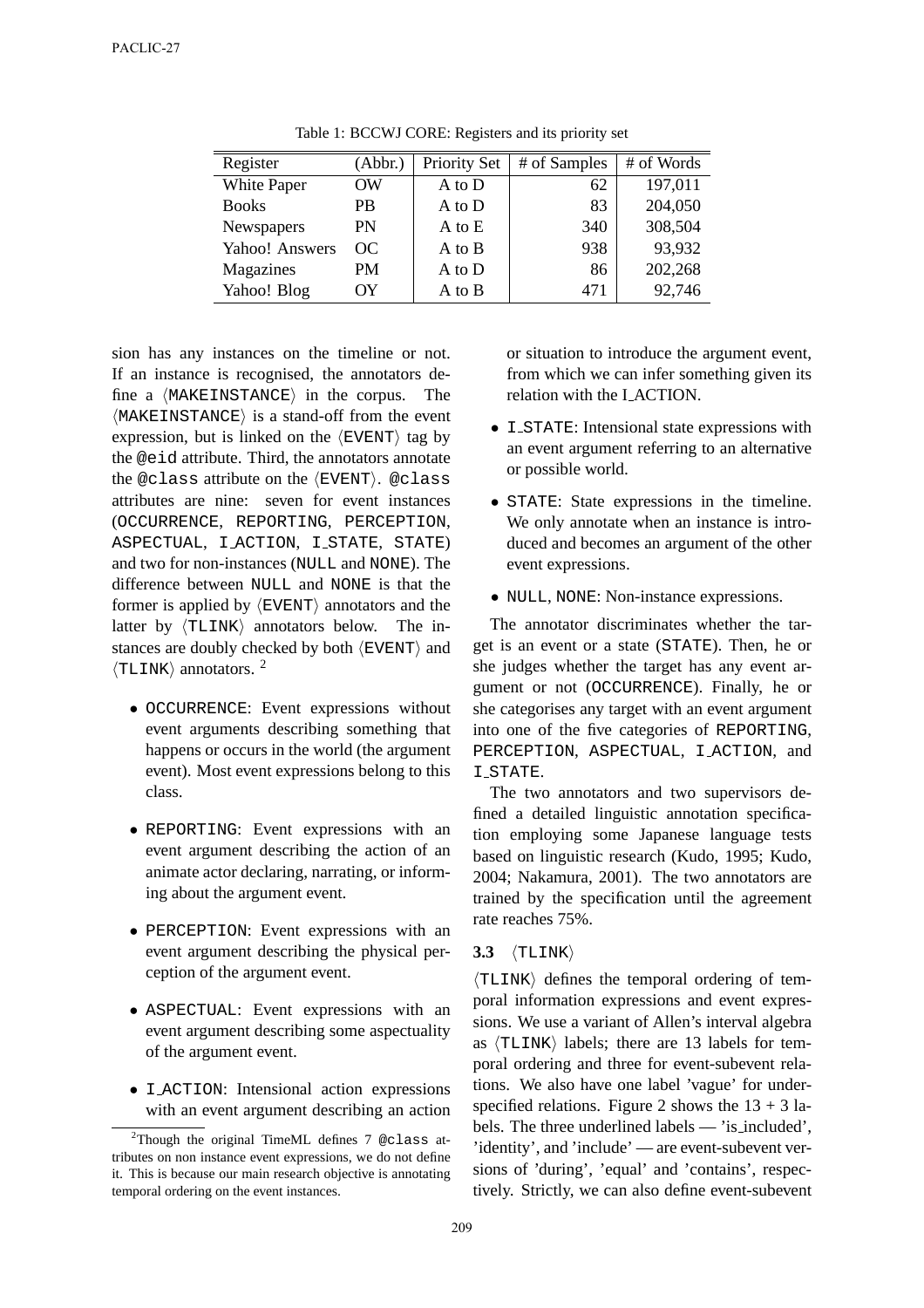Table 1: BCCWJ CORE: Registers and its priority set

| Register | (Abbr.) | Priority Set | # of Samples | # of Words |
|---|---|---|---|---|
| White Paper | OW | A to D | 62 | 197,011 |
| Books | PB | A to D | 83 | 204,050 |
| Newspapers | PN | A to E | 340 | 308,504 |
| Yahoo! Answers | OC | A to B | 938 | 93,932 |
| Magazines | PM | A to D | 86 | 202,268 |
| Yahoo! Blog | OY | A to B | 471 | 92,746 |

sion has any instances on the timeline or not. If an instance is recognised, the annotators define a ⟨MAKEINSTANCE⟩ in the corpus. The ⟨MAKEINSTANCE⟩ is a stand-off from the event expression, but is linked on the ⟨EVENT⟩ tag by the @eid attribute. Third, the annotators annotate the @class attribute on the ⟨EVENT⟩. @class attributes are nine: seven for event instances (OCCURRENCE, REPORTING, PERCEPTION, ASPECTUAL, I_ACTION, I_STATE, STATE) and two for non-instances (NULL and NONE). The difference between NULL and NONE is that the former is applied by ⟨EVENT⟩ annotators and the latter by ⟨TLINK⟩ annotators below. The instances are doubly checked by both ⟨EVENT⟩ and ⟨TLINK⟩ annotators. [2]

- OCCURRENCE: Event expressions without event arguments describing something that happens or occurs in the world (the argument event). Most event expressions belong to this class.
- REPORTING: Event expressions with an event argument describing the action of an animate actor declaring, narrating, or informing about the argument event.
- PERCEPTION: Event expressions with an event argument describing the physical perception of the argument event.
- ASPECTUAL: Event expressions with an event argument describing some aspectuality of the argument event.
- I_ACTION: Intensional action expressions with an event argument describing an action or situation to introduce the argument event, from which we can infer something given its relation with the I_ACTION.
- I_STATE: Intensional state expressions with an event argument referring to an alternative or possible world.
- STATE: State expressions in the timeline. We only annotate when an instance is introduced and becomes an argument of the other event expressions.
- NULL, NONE: Non-instance expressions.

The annotator discriminates whether the target is an event or a state (STATE). Then, he or she judges whether the target has any event argument or not (OCCURRENCE). Finally, he or she categorises any target with an event argument into one of the five categories of REPORTING, PERCEPTION, ASPECTUAL, I_ACTION, and I_STATE.

The two annotators and two supervisors defined a detailed linguistic annotation specification employing some Japanese language tests based on linguistic research (Kudo, 1995; Kudo, 2004; Nakamura, 2001). The two annotators are trained by the specification until the agreement rate reaches 75%.

### 3.3 ⟨TLINK⟩

⟨TLINK⟩ defines the temporal ordering of temporal information expressions and event expressions. We use a variant of Allen's interval algebra as ⟨TLINK⟩ labels; there are 13 labels for temporal ordering and three for event-subevent relations. We also have one label 'vague' for underspecified relations. Figure 2 shows the 13 + 3 labels. The three underlined labels — 'is_included', 'identity', and 'include' — are event-subevent versions of 'during', 'equal' and 'contains', respectively. Strictly, we can also define event-subevent

[2] Though the original TimeML defines 7 @class attributes on non instance event expressions, we do not define it. This is because our main research objective is annotating temporal ordering on the event instances.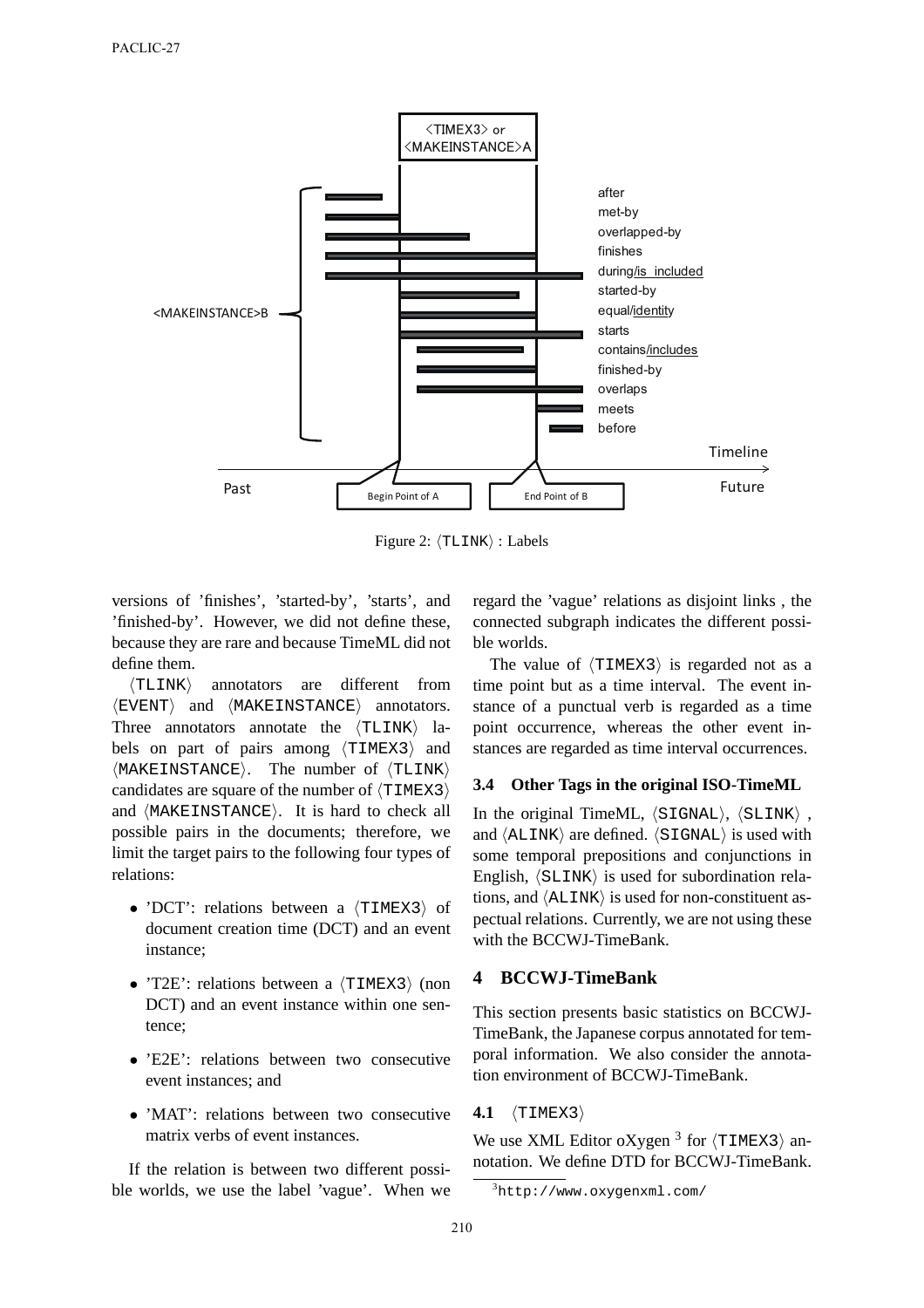Figure 2: ⟨TLINK⟩ : Labels

versions of 'finishes', 'started-by', 'starts', and 'finished-by'. However, we did not define these, because they are rare and because TimeML did not define them.

⟨TLINK⟩ annotators are different from ⟨EVENT⟩ and ⟨MAKEINSTANCE⟩ annotators. Three annotators annotate the ⟨TLINK⟩ labels on part of pairs among ⟨TIMEX3⟩ and ⟨MAKEINSTANCE⟩. The number of ⟨TLINK⟩ candidates are square of the number of ⟨TIMEX3⟩ and ⟨MAKEINSTANCE⟩. It is hard to check all possible pairs in the documents; therefore, we limit the target pairs to the following four types of relations:

- 'DCT': relations between a ⟨TIMEX3⟩ of document creation time (DCT) and an event instance;
- 'T2E': relations between a ⟨TIMEX3⟩ (non DCT) and an event instance within one sentence;
- 'E2E': relations between two consecutive event instances; and
- 'MAT': relations between two consecutive matrix verbs of event instances.

If the relation is between two different possible worlds, we use the label 'vague'. When we regard the 'vague' relations as disjoint links , the connected subgraph indicates the different possible worlds.

The value of ⟨TIMEX3⟩ is regarded not as a time point but as a time interval. The event instance of a punctual verb is regarded as a time point occurrence, whereas the other event instances are regarded as time interval occurrences.

### 3.4 Other Tags in the original ISO-TimeML

In the original TimeML, ⟨SIGNAL⟩, ⟨SLINK⟩ , and ⟨ALINK⟩ are defined. ⟨SIGNAL⟩ is used with some temporal prepositions and conjunctions in English, ⟨SLINK⟩ is used for subordination relations, and ⟨ALINK⟩ is used for non-constituent aspectual relations. Currently, we are not using these with the BCCWJ-TimeBank.

## 4 BCCWJ-TimeBank

This section presents basic statistics on BCCWJ-TimeBank, the Japanese corpus annotated for temporal information. We also consider the annotation environment of BCCWJ-TimeBank.

### 4.1 ⟨TIMEX3⟩

We use XML Editor oXygen [3] for ⟨TIMEX3⟩ annotation. We define DTD for BCCWJ-TimeBank.

[3] http://www.oxygenxml.com/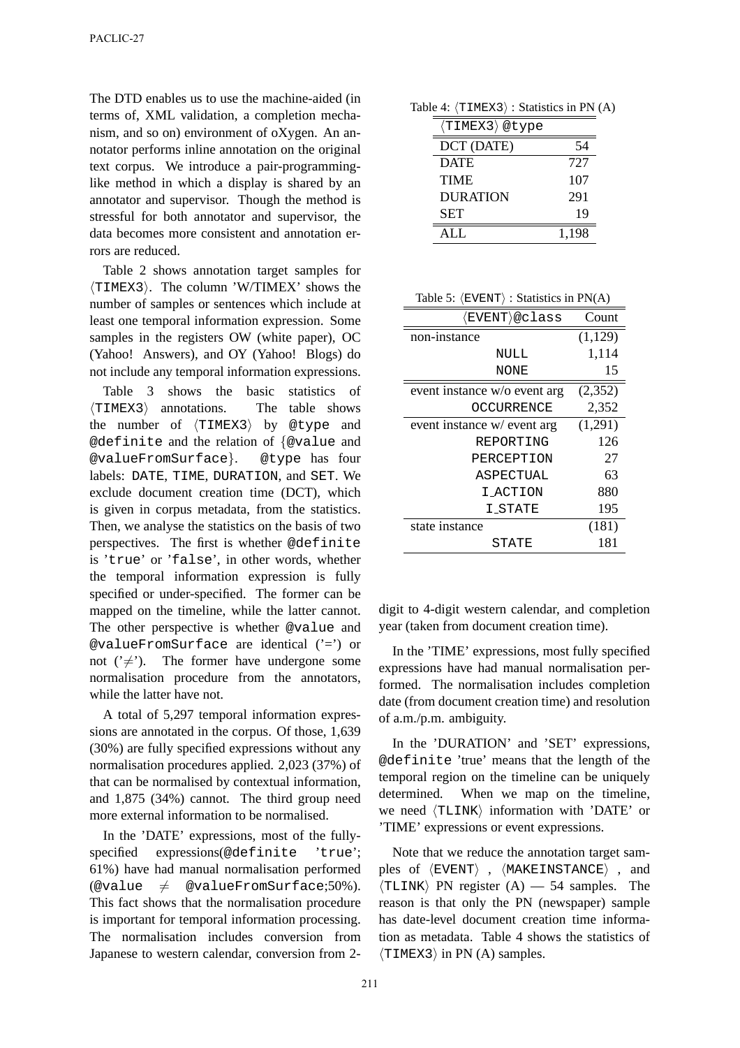The DTD enables us to use the machine-aided (in terms of, XML validation, a completion mechanism, and so on) environment of oXygen. An annotator performs inline annotation on the original text corpus. We introduce a pair-programming-like method in which a display is shared by an annotator and supervisor. Though the method is stressful for both annotator and supervisor, the data becomes more consistent and annotation errors are reduced.

Table 2 shows annotation target samples for ⟨TIMEX3⟩. The column 'W/TIMEX' shows the number of samples or sentences which include at least one temporal information expression. Some samples in the registers OW (white paper), OC (Yahoo! Answers), and OY (Yahoo! Blogs) do not include any temporal information expressions.

Table 3 shows the basic statistics of ⟨TIMEX3⟩ annotations. The table shows the number of ⟨TIMEX3⟩ by `@type` and `@definite` and the relation of {`@value` and `@valueFromSurface`}. `@type` has four labels: `DATE`, `TIME`, `DURATION`, and `SET`. We exclude document creation time (DCT), which is given in corpus metadata, from the statistics. Then, we analyse the statistics on the basis of two perspectives. The first is whether `@definite` is '`true`' or '`false`', in other words, whether the temporal information expression is fully specified or under-specified. The former can be mapped on the timeline, while the latter cannot. The other perspective is whether `@value` and `@valueFromSurface` are identical ('=') or not ('≠'). The former have undergone some normalisation procedure from the annotators, while the latter have not.

A total of 5,297 temporal information expressions are annotated in the corpus. Of those, 1,639 (30%) are fully specified expressions without any normalisation procedures applied. 2,023 (37%) of that can be normalised by contextual information, and 1,875 (34%) cannot. The third group need more external information to be normalised.

In the 'DATE' expressions, most of the fully-specified expressions(`@definite` '`true`'; 61%) have had manual normalisation performed (`@value` ≠ `@valueFromSurface`;50%). This fact shows that the normalisation procedure is important for temporal information processing. The normalisation includes conversion from Japanese to western calendar, conversion from 2-digit to 4-digit western calendar, and completion year (taken from document creation time).

In the 'TIME' expressions, most fully specified expressions have had manual normalisation performed. The normalisation includes completion date (from document creation time) and resolution of a.m./p.m. ambiguity.

In the 'DURATION' and 'SET' expressions, `@definite` 'true' means that the length of the temporal region on the timeline can be uniquely determined. When we map on the timeline, we need ⟨TLINK⟩ information with 'DATE' or 'TIME' expressions or event expressions.

Note that we reduce the annotation target samples of ⟨EVENT⟩ , ⟨MAKEINSTANCE⟩ , and ⟨TLINK⟩ PN register (A) — 54 samples. The reason is that only the PN (newspaper) sample has date-level document creation time information as metadata. Table 4 shows the statistics of ⟨TIMEX3⟩ in PN (A) samples.

Table 4: ⟨TIMEX3⟩ : Statistics in PN (A)

| ⟨TIMEX3⟩ @type | |
|---|---|
| DCT (DATE) | 54 |
| DATE | 727 |
| TIME | 107 |
| DURATION | 291 |
| SET | 19 |
| ALL | 1,198 |

Table 5: ⟨EVENT⟩ : Statistics in PN(A)

| ⟨EVENT⟩@class | Count |
|---|---|
| non-instance | (1,129) |
| NULL | 1,114 |
| NONE | 15 |
| event instance w/o event arg | (2,352) |
| OCCURRENCE | 2,352 |
| event instance w/ event arg | (1,291) |
| REPORTING | 126 |
| PERCEPTION | 27 |
| ASPECTUAL | 63 |
| I_ACTION | 880 |
| I_STATE | 195 |
| state instance | (181) |
| STATE | 181 |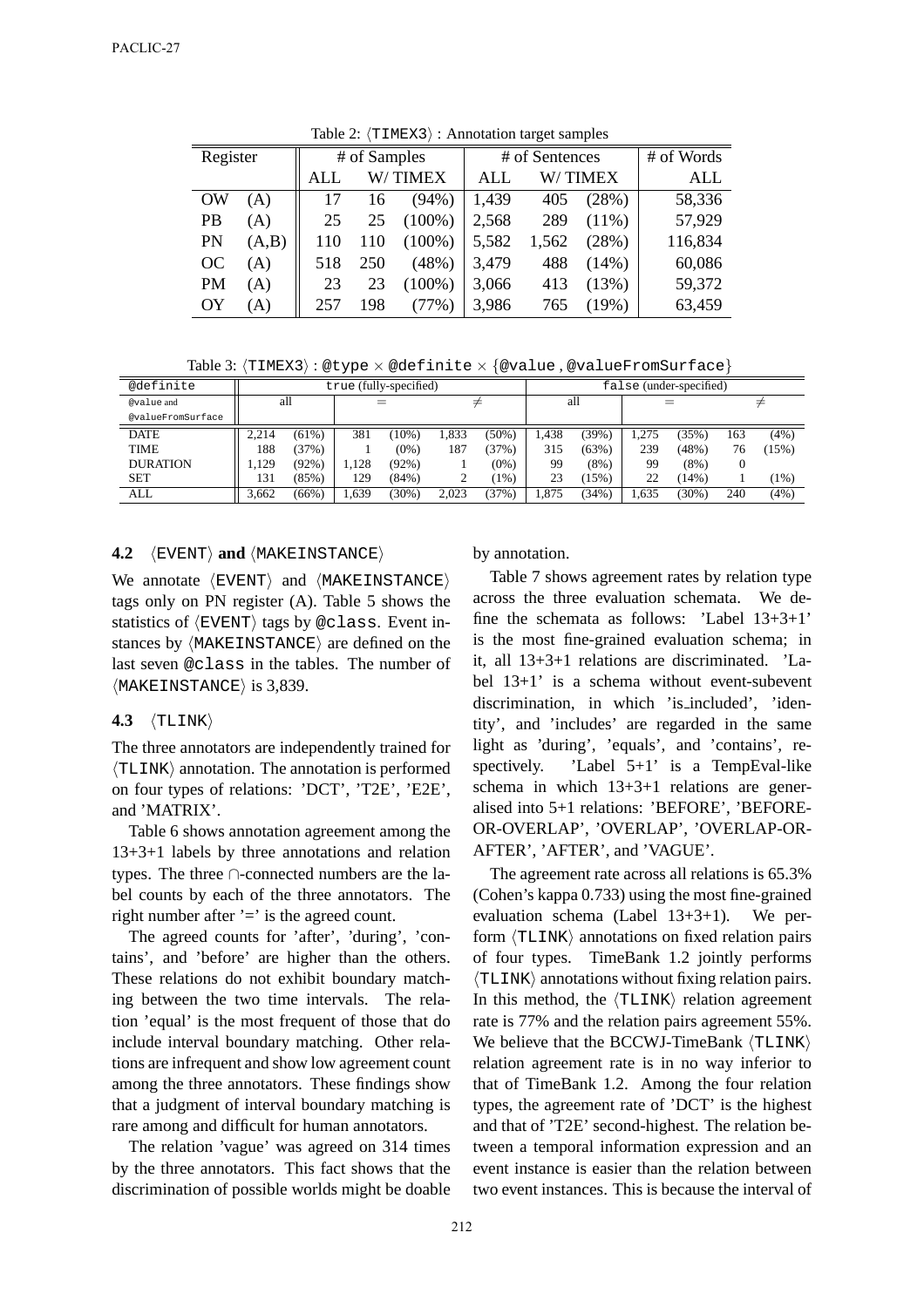Table 2: ⟨TIMEX3⟩ : Annotation target samples

| Register | | # of Samples | | | # of Sentences | | | # of Words |
|---|---|---|---|---|---|---|---|---|
| | | ALL | W/ TIMEX | | ALL | W/ TIMEX | | ALL |
| OW | (A) | 17 | 16 | (94%) | 1,439 | 405 | (28%) | 58,336 |
| PB | (A) | 25 | 25 | (100%) | 2,568 | 289 | (11%) | 57,929 |
| PN | (A,B) | 110 | 110 | (100%) | 5,582 | 1,562 | (28%) | 116,834 |
| OC | (A) | 518 | 250 | (48%) | 3,479 | 488 | (14%) | 60,086 |
| PM | (A) | 23 | 23 | (100%) | 3,066 | 413 | (13%) | 59,372 |
| OY | (A) | 257 | 198 | (77%) | 3,986 | 765 | (19%) | 63,459 |

Table 3: ⟨TIMEX3⟩ : @type × @definite × {@value , @valueFromSurface}

| @definite | true (fully-specified) | | | | | | false (under-specified) | | | | | |
|---|---|---|---|---|---|---|---|---|---|---|---|---|
| @value and @valueFromSurface | all | | = | | ≠ | | all | | = | | ≠ | |
| DATE | 2,214 | (61%) | 381 | (10%) | 1,833 | (50%) | 1,438 | (39%) | 1,275 | (35%) | 163 | (4%) |
| TIME | 188 | (37%) | 1 | (0%) | 187 | (37%) | 315 | (63%) | 239 | (48%) | 76 | (15%) |
| DURATION | 1,129 | (92%) | 1,128 | (92%) | 1 | (0%) | 99 | (8%) | 99 | (8%) | 0 | |
| SET | 131 | (85%) | 129 | (84%) | 2 | (1%) | 23 | (15%) | 22 | (14%) | 1 | (1%) |
| ALL | 3,662 | (66%) | 1,639 | (30%) | 2,023 | (37%) | 1,875 | (34%) | 1,635 | (30%) | 240 | (4%) |

### 4.2 ⟨EVENT⟩ and ⟨MAKEINSTANCE⟩

We annotate ⟨EVENT⟩ and ⟨MAKEINSTANCE⟩ tags only on PN register (A). Table 5 shows the statistics of ⟨EVENT⟩ tags by @class. Event instances by ⟨MAKEINSTANCE⟩ are defined on the last seven @class in the tables. The number of ⟨MAKEINSTANCE⟩ is 3,839.

### 4.3 ⟨TLINK⟩

The three annotators are independently trained for ⟨TLINK⟩ annotation. The annotation is performed on four types of relations: 'DCT', 'T2E', 'E2E', and 'MATRIX'.

Table 6 shows annotation agreement among the 13+3+1 labels by three annotations and relation types. The three ∩-connected numbers are the label counts by each of the three annotators. The right number after '=' is the agreed count.

The agreed counts for 'after', 'during', 'contains', and 'before' are higher than the others. These relations do not exhibit boundary matching between the two time intervals. The relation 'equal' is the most frequent of those that do include interval boundary matching. Other relations are infrequent and show low agreement count among the three annotators. These findings show that a judgment of interval boundary matching is rare among and difficult for human annotators.

The relation 'vague' was agreed on 314 times by the three annotators. This fact shows that the discrimination of possible worlds might be doable by annotation.

Table 7 shows agreement rates by relation type across the three evaluation schemata. We define the schemata as follows: 'Label 13+3+1' is the most fine-grained evaluation schema; in it, all 13+3+1 relations are discriminated. 'Label 13+1' is a schema without event-subevent discrimination, in which 'is_included', 'identity', and 'includes' are regarded in the same light as 'during', 'equals', and 'contains', respectively. 'Label 5+1' is a TempEval-like schema in which 13+3+1 relations are generalised into 5+1 relations: 'BEFORE', 'BEFORE-OR-OVERLAP', 'OVERLAP', 'OVERLAP-OR-AFTER', 'AFTER', and 'VAGUE'.

The agreement rate across all relations is 65.3% (Cohen's kappa 0.733) using the most fine-grained evaluation schema (Label 13+3+1). We perform ⟨TLINK⟩ annotations on fixed relation pairs of four types. TimeBank 1.2 jointly performs ⟨TLINK⟩ annotations without fixing relation pairs. In this method, the ⟨TLINK⟩ relation agreement rate is 77% and the relation pairs agreement 55%. We believe that the BCCWJ-TimeBank ⟨TLINK⟩ relation agreement rate is in no way inferior to that of TimeBank 1.2. Among the four relation types, the agreement rate of 'DCT' is the highest and that of 'T2E' second-highest. The relation between a temporal information expression and an event instance is easier than the relation between two event instances. This is because the interval of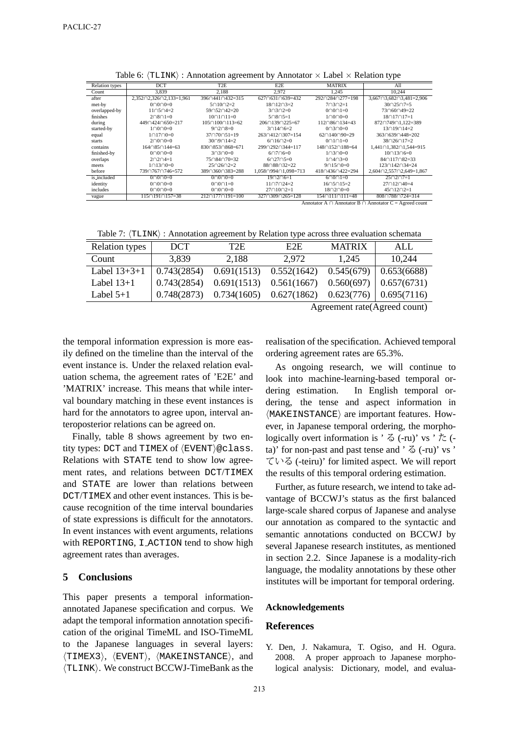Table 6: ⟨TLINK⟩ : Annotation agreement by Annotator × Label × Relation type

| Relation types | DCT | T2E | E2E | MATRIX | All |
|---|---|---|---|---|---|
| Count | 3,839 | 2,188 | 2,972 | 1,245 | 10,244 |
| after | 2,352∩2,326∩2,133=1,961 | 396∩441∩432=315 | 627∩631∩639=432 | 292∩284∩277=198 | 3,667∩3,682∩3,481=2,906 |
| met-by | 0∩0∩0=0 | 5∩10∩2=2 | 18∩12∩3=2 | 7∩3∩2=1 | 30∩25∩7=5 |
| overlapped-by | 11∩5∩4=2 | 59∩52∩42=20 | 3∩3∩2=0 | 0∩0∩1=0 | 73∩60∩49=22 |
| finishes | 2∩8∩1=0 | 10∩1∩11=0 | 5∩8∩5=1 | 1∩0∩0=0 | 18∩17∩17=1 |
| during | 449∩424∩650=217 | 105∩100∩113=62 | 206∩139∩225=67 | 112∩86∩134=43 | 872∩749∩1,122=389 |
| started-by | 1∩0∩0=0 | 9∩2∩8=0 | 3∩14∩6=2 | 0∩3∩0=0 | 13∩19∩14=2 |
| equal | 1∩17∩0=0 | 37∩70∩51=19 | 263∩412∩307=154 | 62∩140∩90=29 | 363∩639∩448=202 |
| starts | 2∩0∩0=0 | 30∩9∩14=2 | 6∩16∩2=0 | 0∩1∩1=0 | 38∩26∩17=2 |
| contains | 164∩85∩144=63 | 830∩853∩868=671 | 299∩292∩344=117 | 148∩152∩188=64 | 1,441∩1,382∩1,544=915 |
| finished-by | 0∩0∩0=0 | 3∩3∩0=0 | 6∩7∩6=0 | 1∩3∩0=0 | 10∩13∩6=0 |
| overlaps | 2∩2∩4=1 | 75∩84∩70=32 | 6∩27∩5=0 | 1∩4∩3=0 | 84∩117∩82=33 |
| meets | 1∩13∩0=0 | 25∩26∩2=2 | 88∩88∩32=22 | 9∩15∩0=0 | 123∩142∩34=24 |
| before | 739∩767∩746=572 | 389∩360∩383=288 | 1,058∩994∩1,098=713 | 418∩436∩422=294 | 2,604∩2,557∩2,649=1,867 |
| is_included | 0∩0∩0=0 | 0∩0∩0=0 | 19∩2∩6=1 | 6∩0∩1=0 | 25∩2∩7=1 |
| identity | 0∩0∩0=0 | 0∩0∩1=0 | 11∩7∩24=2 | 16∩5∩15=2 | 27∩12∩40=4 |
| includes | 0∩0∩0=0 | 0∩0∩0=0 | 27∩10∩2=1 | 18∩2∩0=0 | 45∩12∩2=1 |
| vague | 115∩191∩157=38 | 212∩177∩191=100 | 327∩309∩265=128 | 154∩111∩111=48 | 808∩788∩724=314 |

Annotator A ∩ Annotator B ∩ Annotator C = Agreed count

Table 7: ⟨TLINK⟩ : Annotation agreement by Relation type across three evaluation schemata

| Relation types | DCT | T2E | E2E | MATRIX | ALL |
|---|---|---|---|---|---|
| Count | 3,839 | 2,188 | 2,972 | 1,245 | 10,244 |
| Label 13+3+1 | 0.743(2854) | 0.691(1513) | 0.552(1642) | 0.545(679) | 0.653(6688) |
| Label 13+1 | 0.743(2854) | 0.691(1513) | 0.561(1667) | 0.560(697) | 0.657(6731) |
| Label 5+1 | 0.748(2873) | 0.734(1605) | 0.627(1862) | 0.623(776) | 0.695(7116) |

Agreement rate(Agreed count)

the temporal information expression is more easily defined on the timeline than the interval of the event instance is. Under the relaxed relation evaluation schema, the agreement rates of 'E2E' and 'MATRIX' increase. This means that while interval boundary matching in these event instances is hard for the annotators to agree upon, interval anteroposterior relations can be agreed on.

Finally, table 8 shows agreement by two entity types: DCT and TIMEX of ⟨EVENT⟩@class. Relations with STATE tend to show low agreement rates, and relations between DCT/TIMEX and STATE are lower than relations between DCT/TIMEX and other event instances. This is because recognition of the time interval boundaries of state expressions is difficult for the annotators. In event instances with event arguments, relations with REPORTING, I_ACTION tend to show high agreement rates than averages.

## 5 Conclusions

This paper presents a temporal information-annotated Japanese specification and corpus. We adapt the temporal information annotation specification of the original TimeML and ISO-TimeML to the Japanese languages in several layers: ⟨TIMEX3⟩, ⟨EVENT⟩, ⟨MAKEINSTANCE⟩, and ⟨TLINK⟩. We construct BCCWJ-TimeBank as the realisation of the specification. Achieved temporal ordering agreement rates are 65.3%.

As ongoing research, we will continue to look into machine-learning-based temporal ordering estimation. In English temporal ordering, the tense and aspect information in ⟨MAKEINSTANCE⟩ are important features. However, in Japanese temporal ordering, the morphologically overt information is 'る (-ru)' vs 'た (-ta)' for non-past and past tense and 'る (-ru)' vs 'ている (-teiru)' for limited aspect. We will report the results of this temporal ordering estimation.

Further, as future research, we intend to take advantage of BCCWJ's status as the first balanced large-scale shared corpus of Japanese and analyse our annotation as compared to the syntactic and semantic annotations conducted on BCCWJ by several Japanese research institutes, as mentioned in section 2.2. Since Japanese is a modality-rich language, the modality annotations by these other institutes will be important for temporal ordering.

### Acknowledgements

## References

Y. Den, J. Nakamura, T. Ogiso, and H. Ogura. 2008. A proper approach to Japanese morphological analysis: Dictionary, model, and evalua-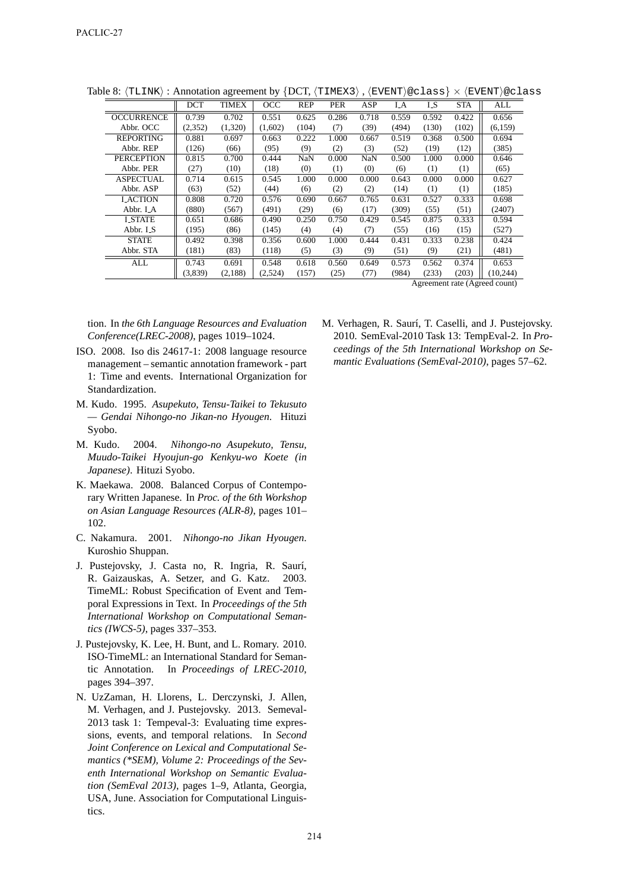Table 8: ⟨TLINK⟩ : Annotation agreement by {DCT, ⟨TIMEX3⟩ , ⟨EVENT⟩@class} × ⟨EVENT⟩@class

| | DCT | TIMEX | OCC | REP | PER | ASP | I_A | I_S | STA | ALL |
|---|---|---|---|---|---|---|---|---|---|---|
| OCCURRENCE | 0.739 | 0.702 | 0.551 | 0.625 | 0.286 | 0.718 | 0.559 | 0.592 | 0.422 | 0.656 |
| Abbr. OCC | (2,352) | (1,320) | (1,602) | (104) | (7) | (39) | (494) | (130) | (102) | (6,159) |
| REPORTING | 0.881 | 0.697 | 0.663 | 0.222 | 1.000 | 0.667 | 0.519 | 0.368 | 0.500 | 0.694 |
| Abbr. REP | (126) | (66) | (95) | (9) | (2) | (3) | (52) | (19) | (12) | (385) |
| PERCEPTION | 0.815 | 0.700 | 0.444 | NaN | 0.000 | NaN | 0.500 | 1.000 | 0.000 | 0.646 |
| Abbr. PER | (27) | (10) | (18) | (0) | (1) | (0) | (6) | (1) | (1) | (65) |
| ASPECTUAL | 0.714 | 0.615 | 0.545 | 1.000 | 0.000 | 0.000 | 0.643 | 0.000 | 0.000 | 0.627 |
| Abbr. ASP | (63) | (52) | (44) | (6) | (2) | (2) | (14) | (1) | (1) | (185) |
| I_ACTION | 0.808 | 0.720 | 0.576 | 0.690 | 0.667 | 0.765 | 0.631 | 0.527 | 0.333 | 0.698 |
| Abbr. I_A | (880) | (567) | (491) | (29) | (6) | (17) | (309) | (55) | (51) | (2407) |
| I_STATE | 0.651 | 0.686 | 0.490 | 0.250 | 0.750 | 0.429 | 0.545 | 0.875 | 0.333 | 0.594 |
| Abbr. I_S | (195) | (86) | (145) | (4) | (4) | (7) | (55) | (16) | (15) | (527) |
| STATE | 0.492 | 0.398 | 0.356 | 0.600 | 1.000 | 0.444 | 0.431 | 0.333 | 0.238 | 0.424 |
| Abbr. STA | (181) | (83) | (118) | (5) | (3) | (9) | (51) | (9) | (21) | (481) |
| ALL | 0.743 | 0.691 | 0.548 | 0.618 | 0.560 | 0.649 | 0.573 | 0.562 | 0.374 | 0.653 |
| | (3,839) | (2,188) | (2,524) | (157) | (25) | (77) | (984) | (233) | (203) | (10,244) |

Agreement rate (Agreed count)

tion. In *the 6th Language Resources and Evaluation Conference(LREC-2008)*, pages 1019–1024.

ISO. 2008. Iso dis 24617-1: 2008 language resource management – semantic annotation framework - part 1: Time and events. International Organization for Standardization.

M. Kudo. 1995. *Asupekuto, Tensu-Taikei to Tekusuto — Gendai Nihongo-no Jikan-no Hyougen*. Hituzi Syobo.

M. Kudo. 2004. *Nihongo-no Asupekuto, Tensu, Muudo-Taikei Hyoujun-go Kenkyu-wo Koete (in Japanese)*. Hituzi Syobo.

K. Maekawa. 2008. Balanced Corpus of Contemporary Written Japanese. In *Proc. of the 6th Workshop on Asian Language Resources (ALR-8)*, pages 101–102.

C. Nakamura. 2001. *Nihongo-no Jikan Hyougen*. Kuroshio Shuppan.

J. Pustejovsky, J. Casta no, R. Ingria, R. Saurí, R. Gaizauskas, A. Setzer, and G. Katz. 2003. TimeML: Robust Specification of Event and Temporal Expressions in Text. In *Proceedings of the 5th International Workshop on Computational Semantics (IWCS-5)*, pages 337–353.

J. Pustejovsky, K. Lee, H. Bunt, and L. Romary. 2010. ISO-TimeML: an International Standard for Semantic Annotation. In *Proceedings of LREC-2010*, pages 394–397.

N. UzZaman, H. Llorens, L. Derczynski, J. Allen, M. Verhagen, and J. Pustejovsky. 2013. Semeval-2013 task 1: Tempeval-3: Evaluating time expressions, events, and temporal relations. In *Second Joint Conference on Lexical and Computational Semantics (*SEM), Volume 2: Proceedings of the Seventh International Workshop on Semantic Evaluation (SemEval 2013)*, pages 1–9, Atlanta, Georgia, USA, June. Association for Computational Linguistics.

M. Verhagen, R. Saurí, T. Caselli, and J. Pustejovsky. 2010. SemEval-2010 Task 13: TempEval-2. In *Proceedings of the 5th International Workshop on Semantic Evaluations (SemEval-2010)*, pages 57–62.